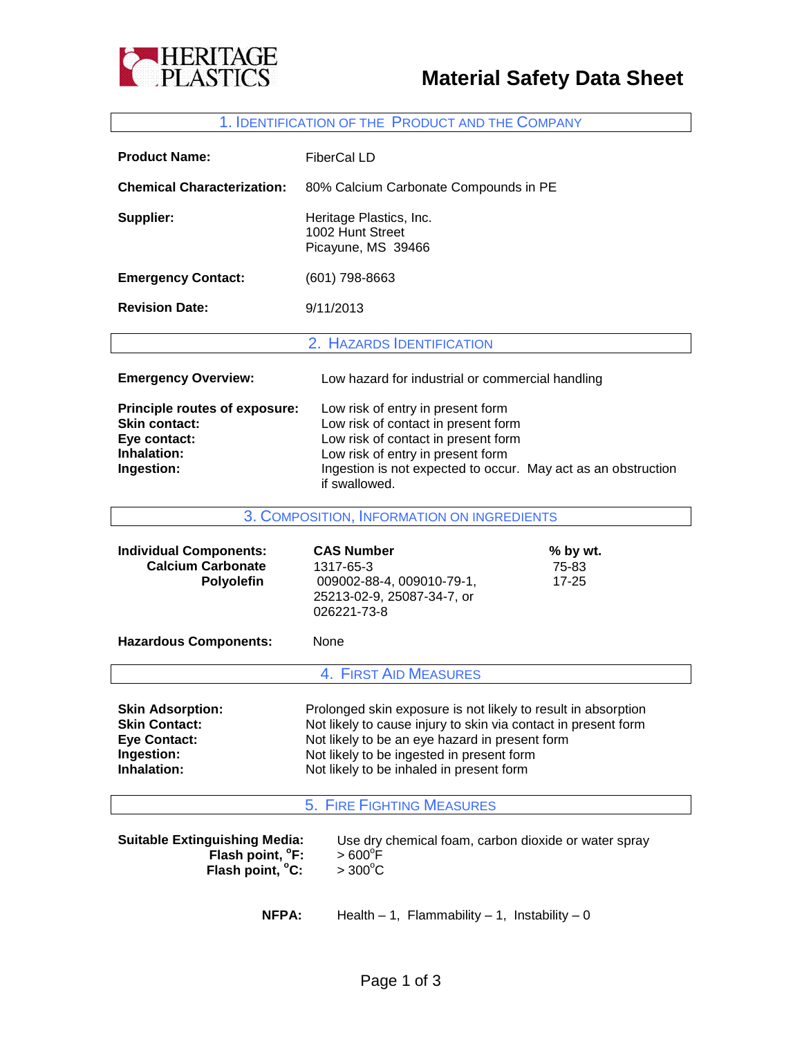HERITAGE PLASTICS

# Material Safety Data Sheet

## 1. Identification of the Product and the Company

**Product Name:** FiberCal LD

**Chemical Characterization:** 80% Calcium Carbonate Compounds in PE

**Supplier:** Heritage Plastics, Inc.
1002 Hunt Street
Picayune, MS 39466

**Emergency Contact:** (601) 798-8663

**Revision Date:** 9/11/2013

## 2. Hazards Identification

**Emergency Overview:** Low hazard for industrial or commercial handling

**Principle routes of exposure:** Low risk of entry in present form
**Skin contact:** Low risk of contact in present form
**Eye contact:** Low risk of contact in present form
**Inhalation:** Low risk of entry in present form
**Ingestion:** Ingestion is not expected to occur. May act as an obstruction if swallowed.

## 3. Composition, Information on Ingredients

| **Individual Components:** | **CAS Number** | **% by wt.** |
|---|---|---|
| **Calcium Carbonate** | 1317-65-3 | 75-83 |
| **Polyolefin** | 009002-88-4, 009010-79-1, 25213-02-9, 25087-34-7, or 026221-73-8 | 17-25 |

**Hazardous Components:** None

## 4. First Aid Measures

**Skin Adsorption:** Prolonged skin exposure is not likely to result in absorption
**Skin Contact:** Not likely to cause injury to skin via contact in present form
**Eye Contact:** Not likely to be an eye hazard in present form
**Ingestion:** Not likely to be ingested in present form
**Inhalation:** Not likely to be inhaled in present form

## 5. Fire Fighting Measures

**Suitable Extinguishing Media:** Use dry chemical foam, carbon dioxide or water spray
**Flash point, $^{o}$F:** > 600$^{o}$F
**Flash point, $^{o}$C:** > 300$^{o}$C

**NFPA:** Health – 1, Flammability – 1, Instability – 0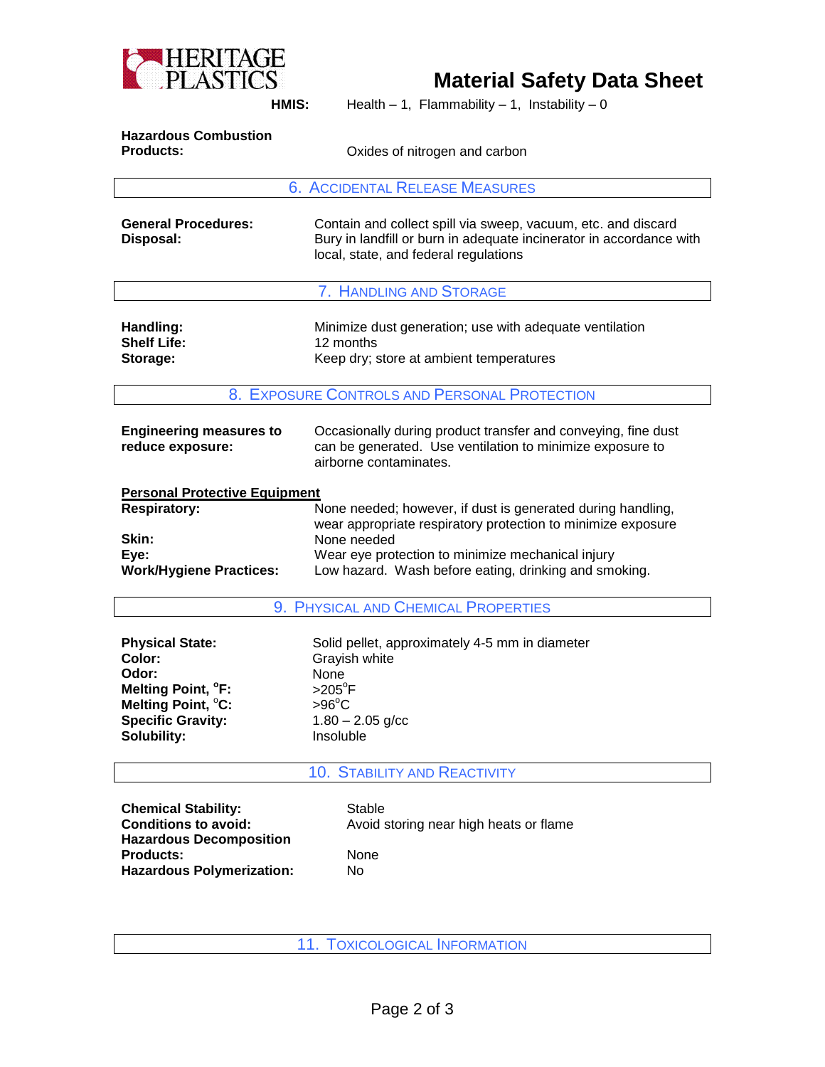**HERITAGE PLASTICS**

# Material Safety Data Sheet

**HMIS:** Health – 1, Flammability – 1, Instability – 0

**Hazardous Combustion Products:** Oxides of nitrogen and carbon

## 6. Accidental Release Measures

**General Procedures:** Contain and collect spill via sweep, vacuum, etc. and discard
**Disposal:** Bury in landfill or burn in adequate incinerator in accordance with local, state, and federal regulations

## 7. Handling and Storage

**Handling:** Minimize dust generation; use with adequate ventilation
**Shelf Life:** 12 months
**Storage:** Keep dry; store at ambient temperatures

## 8. Exposure Controls and Personal Protection

**Engineering measures to reduce exposure:** Occasionally during product transfer and conveying, fine dust can be generated. Use ventilation to minimize exposure to airborne contaminates.

**Personal Protective Equipment**

**Respiratory:** None needed; however, if dust is generated during handling, wear appropriate respiratory protection to minimize exposure
**Skin:** None needed
**Eye:** Wear eye protection to minimize mechanical injury
**Work/Hygiene Practices:** Low hazard. Wash before eating, drinking and smoking.

## 9. Physical and Chemical Properties

**Physical State:** Solid pellet, approximately 4-5 mm in diameter
**Color:** Grayish white
**Odor:** None
**Melting Point, °F:** >205°F
**Melting Point, °C:** >96°C
**Specific Gravity:** 1.80 – 2.05 g/cc
**Solubility:** Insoluble

## 10. Stability and Reactivity

**Chemical Stability:** Stable
**Conditions to avoid:** Avoid storing near high heats or flame
**Hazardous Decomposition Products:** None
**Hazardous Polymerization:** No

## 11. Toxicological Information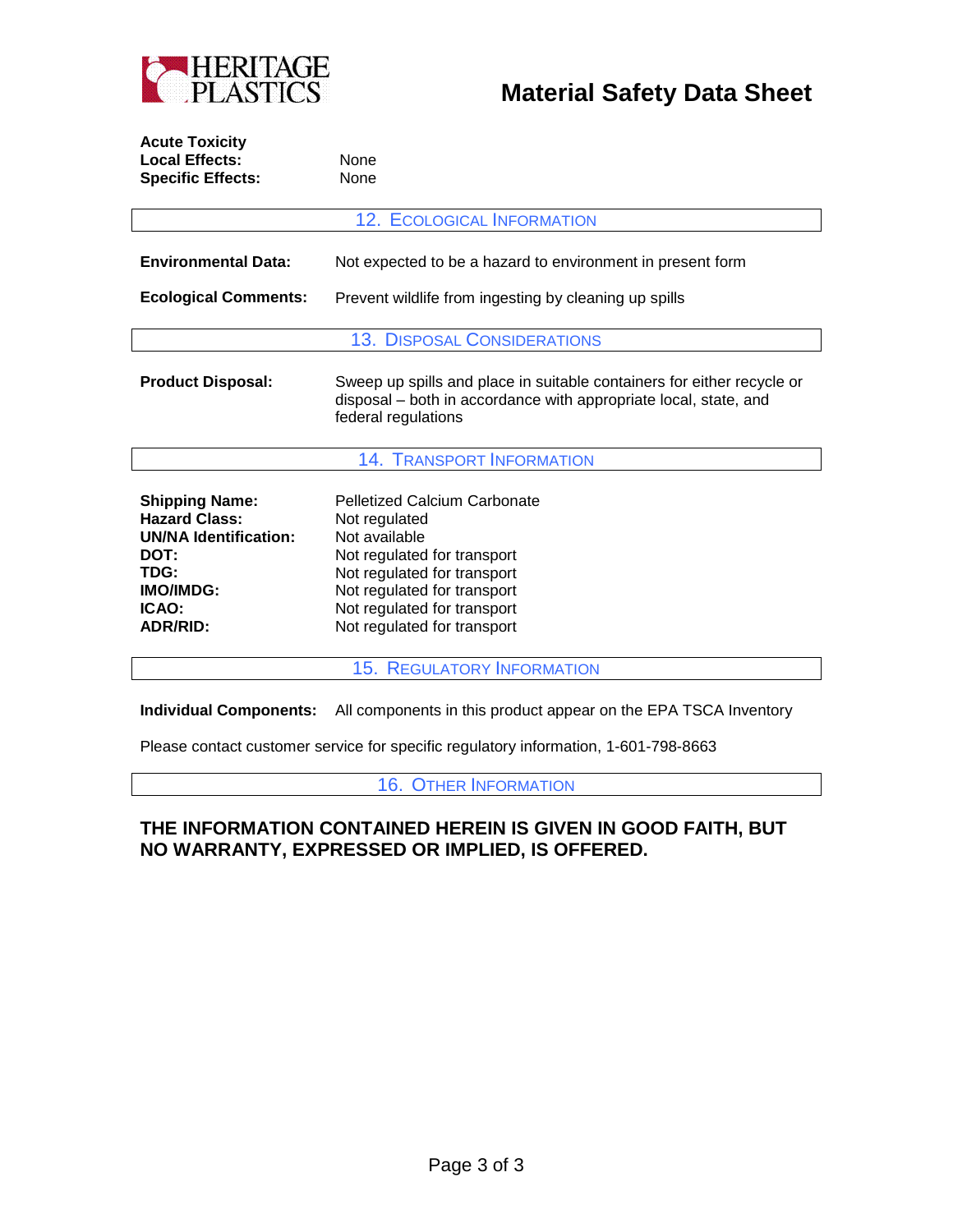**Acute Toxicity**

**Local Effects:** None

**Specific Effects:** None

## 12. Ecological Information

**Environmental Data:** Not expected to be a hazard to environment in present form

**Ecological Comments:** Prevent wildlife from ingesting by cleaning up spills

## 13. Disposal Considerations

**Product Disposal:** Sweep up spills and place in suitable containers for either recycle or disposal – both in accordance with appropriate local, state, and federal regulations

## 14. Transport Information

| | |
|---|---|
| **Shipping Name:** | Pelletized Calcium Carbonate |
| **Hazard Class:** | Not regulated |
| **UN/NA Identification:** | Not available |
| **DOT:** | Not regulated for transport |
| **TDG:** | Not regulated for transport |
| **IMO/IMDG:** | Not regulated for transport |
| **ICAO:** | Not regulated for transport |
| **ADR/RID:** | Not regulated for transport |

## 15. Regulatory Information

**Individual Components:** All components in this product appear on the EPA TSCA Inventory

Please contact customer service for specific regulatory information, 1-601-798-8663

## 16. Other Information

**THE INFORMATION CONTAINED HEREIN IS GIVEN IN GOOD FAITH, BUT NO WARRANTY, EXPRESSED OR IMPLIED, IS OFFERED.**